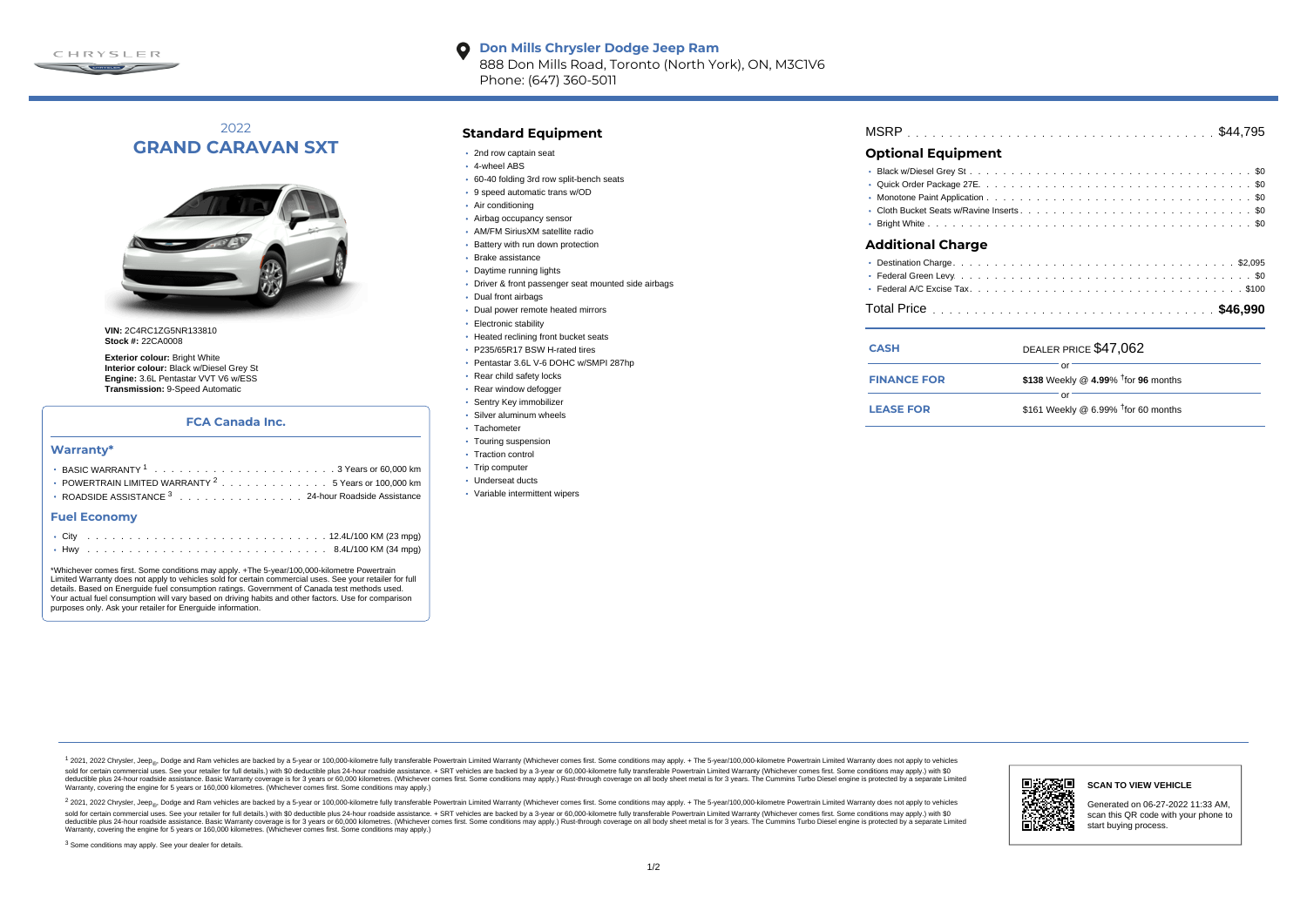CHRYSLER

**Don Mills Chrysler Dodge Jeep Ram**
888 Don Mills Road, Toronto (North York), ON, M3C1V6
Phone: (647) 360-5011

# 2022 GRAND CARAVAN SXT

**VIN:** 2C4RC1ZG5NR133810
**Stock #:** 22CA0008

**Exterior colour:** Bright White
**Interior colour:** Black w/Diesel Grey St
**Engine:** 3.6L Pentastar VVT V6 w/ESS
**Transmission:** 9-Speed Automatic

### FCA Canada Inc.

#### Warranty*

- BASIC WARRANTY [1] . . . 3 Years or 60,000 km
- POWERTRAIN LIMITED WARRANTY [2] . . . 5 Years or 100,000 km
- ROADSIDE ASSISTANCE [3] . . . 24-hour Roadside Assistance

#### Fuel Economy

- City . . . 12.4L/100 KM (23 mpg)
- Hwy . . . 8.4L/100 KM (34 mpg)

*Whichever comes first. Some conditions may apply. +The 5-year/100,000-kilometre Powertrain Limited Warranty does not apply to vehicles sold for certain commercial uses. See your retailer for full details. Based on Energuide fuel consumption ratings. Government of Canada test methods used. Your actual fuel consumption will vary based on driving habits and other factors. Use for comparison purposes only. Ask your retailer for Energuide information.

## Standard Equipment

- 2nd row captain seat
- 4-wheel ABS
- 60-40 folding 3rd row split-bench seats
- 9 speed automatic trans w/OD
- Air conditioning
- Airbag occupancy sensor
- AM/FM SiriusXM satellite radio
- Battery with run down protection
- Brake assistance
- Daytime running lights
- Driver & front passenger seat mounted side airbags
- Dual front airbags
- Dual power remote heated mirrors
- Electronic stability
- Heated reclining front bucket seats
- P235/65R17 BSW H-rated tires
- Pentastar 3.6L V-6 DOHC w/SMPI 287hp
- Rear child safety locks
- Rear window defogger
- Sentry Key immobilizer
- Silver aluminum wheels
- Tachometer
- Touring suspension
- Traction control
- Trip computer
- Underseat ducts
- Variable intermittent wipers

MSRP . . . $44,795

## Optional Equipment

- Black w/Diesel Grey St . . . $0
- Quick Order Package 27E . . . $0
- Monotone Paint Application . . . $0
- Cloth Bucket Seats w/Ravine Inserts . . . $0
- Bright White . . . $0

## Additional Charge

- Destination Charge . . . $2,095
- Federal Green Levy . . . $0
- Federal A/C Excise Tax . . . $100

Total Price . . . **$46,990**

| | |
|---|---|
| **CASH** | DEALER PRICE $47,062 |
| | or |
| **FINANCE FOR** | **$138** Weekly @ **4.99**% †for **96** months |
| | or |
| **LEASE FOR** | $161 Weekly @ 6.99% †for 60 months |

[1] 2021, 2022 Chrysler, Jeep®, Dodge and Ram vehicles are backed by a 5-year or 100,000-kilometre fully transferable Powertrain Limited Warranty (Whichever comes first. Some conditions may apply. + The 5-year/100,000-kilometre Powertrain Limited Warranty does not apply to vehicles sold for certain commercial uses. See your retailer for full details.) with $0 deductible plus 24-hour roadside assistance. + SRT vehicles are backed by a 3-year or 60,000-kilometre fully transferable Powertrain Limited Warranty (Whichever comes first. Some conditions may apply.) with $0 deductible plus 24-hour roadside assistance. Basic Warranty coverage is for 3 years or 60,000 kilometres. (Whichever comes first. Some conditions may apply.) Rust-through coverage on all body sheet metal is for 3 years. The Cummins Turbo Diesel engine is protected by a separate Limited Warranty, covering the engine for 5 years or 160,000 kilometres. (Whichever comes first. Some conditions may apply.)

[2] 2021, 2022 Chrysler, Jeep®, Dodge and Ram vehicles are backed by a 5-year or 100,000-kilometre fully transferable Powertrain Limited Warranty (Whichever comes first. Some conditions may apply. + The 5-year/100,000-kilometre Powertrain Limited Warranty does not apply to vehicles sold for certain commercial uses. See your retailer for full details.) with $0 deductible plus 24-hour roadside assistance. + SRT vehicles are backed by a 3-year or 60,000-kilometre fully transferable Powertrain Limited Warranty (Whichever comes first. Some conditions may apply.) with $0 deductible plus 24-hour roadside assistance. Basic Warranty coverage is for 3 years or 60,000 kilometres. (Whichever comes first. Some conditions may apply.) Rust-through coverage on all body sheet metal is for 3 years. The Cummins Turbo Diesel engine is protected by a separate Limited Warranty, covering the engine for 5 years or 160,000 kilometres. (Whichever comes first. Some conditions may apply.)

[3] Some conditions may apply. See your dealer for details.

**SCAN TO VIEW VEHICLE**

Generated on 06-27-2022 11:33 AM, scan this QR code with your phone to start buying process.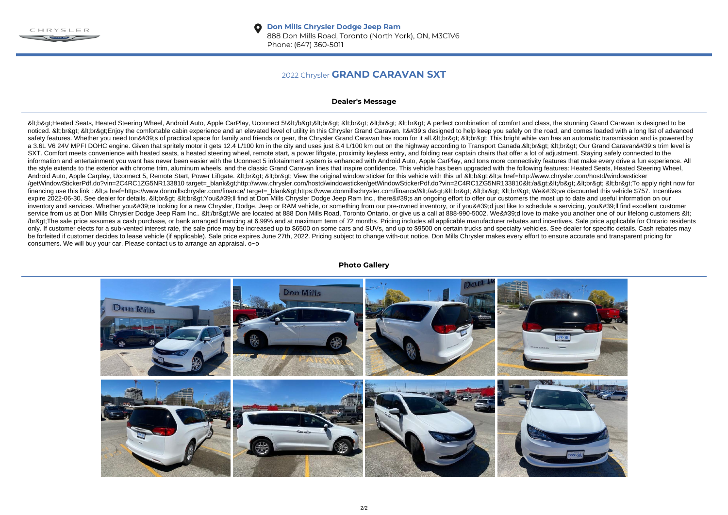**Don Mills Chrysler Dodge Jeep Ram**
888 Don Mills Road, Toronto (North York), ON, M3C1V6
Phone: (647) 360-5011

# 2022 Chrysler **GRAND CARAVAN SXT**

## Dealer's Message

&lt;b&gt;Heated Seats, Heated Steering Wheel, Android Auto, Apple CarPlay, Uconnect 5!&lt;/b&gt;&lt;br&gt; &lt;br&gt; &lt;br&gt; &lt;br&gt; A perfect combination of comfort and class, the stunning Grand Caravan is designed to be noticed. &lt;br&gt; &lt;br&gt;Enjoy the comfortable cabin experience and an elevated level of utility in this Chrysler Grand Caravan. It&#39;s designed to help keep you safely on the road, and comes loaded with a long list of advanced safety features. Whether you need ton&#39;s of practical space for family and friends or gear, the Chrysler Grand Caravan has room for it all.&lt;br&gt; &lt;br&gt; This bright white van has an automatic transmission and is powered by a 3.6L V6 24V MPFI DOHC engine. Given that spritely motor it gets 12.4 L/100 km in the city and uses just 8.4 L/100 km out on the highway according to Transport Canada.&lt;br&gt; &lt;br&gt; Our Grand Caravan&#39;s trim level is SXT. Comfort meets convenience with heated seats, a heated steering wheel, remote start, a power liftgate, proximity keyless entry, and folding rear captain chairs that offer a lot of adjustment. Staying safely connected to the information and entertainment you want has never been easier with the Uconnect 5 infotainment system is enhanced with Android Auto, Apple CarPlay, and tons more connectivity features that make every drive a fun experience. All the style extends to the exterior with chrome trim, aluminum wheels, and the classic Grand Caravan lines that inspire confidence. This vehicle has been upgraded with the following features: Heated Seats, Heated Steering Wheel, Android Auto, Apple Carplay, Uconnect 5, Remote Start, Power Liftgate. &lt;br&gt; &lt;br&gt; View the original window sticker for this vehicle with this url &lt;b&gt;&lt;a href=http://www.chrysler.com/hostd/windowsticker /getWindowStickerPdf.do?vin=2C4RC1ZG5NR133810 target=_blank&gt;http://www.chrysler.com/hostd/windowsticker/getWindowStickerPdf.do?vin=2C4RC1ZG5NR133810&lt;/a&gt;&lt;/b&gt;.&lt;br&gt; &lt;br&gt;To apply right now for financing use this link : &lt;a href=https://www.donmillschrysler.com/finance/ target=_blank&gt;https://www.donmillschrysler.com/finance/&lt;/a&gt;&lt;br&gt; &lt;br&gt; &lt;br/&gt; We&#39;ve discounted this vehicle $757. Incentives expire 2022-06-30. See dealer for details. &lt;br&gt; &lt;br&gt;You&#39;ll find at Don Mills Chrysler Dodge Jeep Ram Inc., there&#39;s an ongoing effort to offer our customers the most up to date and useful information on our inventory and services. Whether you&#39;re looking for a new Chrysler, Dodge, Jeep or RAM vehicle, or something from our pre-owned inventory, or if you&#39;d just like to schedule a servicing, you&#39;ll find excellent customer service from us at Don Mills Chrysler Dodge Jeep Ram Inc.. &lt;/br&gt;We are located at 888 Don Mills Road, Toronto Ontario, or give us a call at 888-990-5002. We&#39;d love to make you another one of our lifelong customers &lt; /br&gt;The sale price assumes a cash purchase, or bank arranged financing at 6.99% and at maximum term of 72 months. Pricing includes all applicable manufacturer rebates and incentives. Sale price applicable for Ontario residents only. If customer elects for a sub-vented interest rate, the sale price may be increased up to $6500 on some cars and SUVs, and up to $9500 on certain trucks and specialty vehicles. See dealer for specific details. Cash rebates may be forfeited if customer decides to lease vehicle (if applicable). Sale price expires June 27th, 2022. Pricing subject to change with-out notice. Don Mills Chrysler makes every effort to ensure accurate and transparent pricing for consumers. We will buy your car. Please contact us to arrange an appraisal. o~o

## Photo Gallery